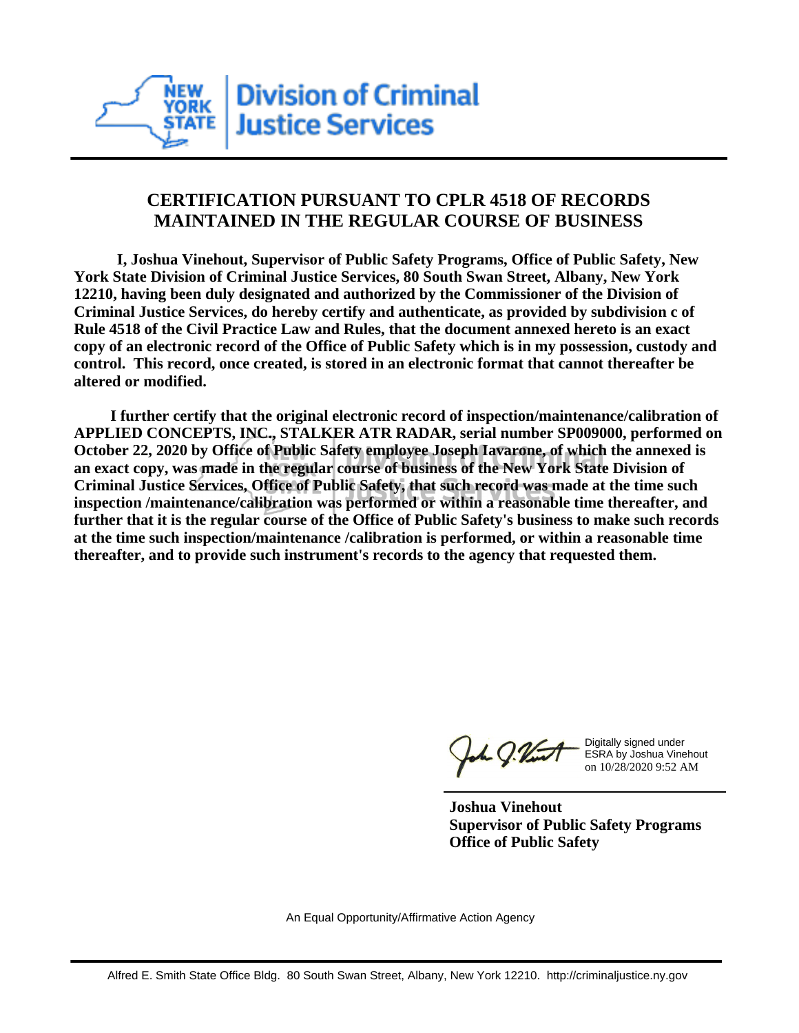New York State Division of Criminal Justice Services

## CERTIFICATION PURSUANT TO CPLR 4518 OF RECORDS MAINTAINED IN THE REGULAR COURSE OF BUSINESS

**I, Joshua Vinehout, Supervisor of Public Safety Programs, Office of Public Safety, New York State Division of Criminal Justice Services, 80 South Swan Street, Albany, New York 12210, having been duly designated and authorized by the Commissioner of the Division of Criminal Justice Services, do hereby certify and authenticate, as provided by subdivision c of Rule 4518 of the Civil Practice Law and Rules, that the document annexed hereto is an exact copy of an electronic record of the Office of Public Safety which is in my possession, custody and control. This record, once created, is stored in an electronic format that cannot thereafter be altered or modified.**

**I further certify that the original electronic record of inspection/maintenance/calibration of APPLIED CONCEPTS, INC., STALKER ATR RADAR, serial number SP009000, performed on October 22, 2020 by Office of Public Safety employee Joseph Iavarone, of which the annexed is an exact copy, was made in the regular course of business of the New York State Division of Criminal Justice Services, Office of Public Safety, that such record was made at the time such inspection /maintenance/calibration was performed or within a reasonable time thereafter, and further that it is the regular course of the Office of Public Safety's business to make such records at the time such inspection/maintenance /calibration is performed, or within a reasonable time thereafter, and to provide such instrument's records to the agency that requested them.**

Digitally signed under ESRA by Joshua Vinehout on 10/28/2020 9:52 AM

**Joshua Vinehout**
**Supervisor of Public Safety Programs**
**Office of Public Safety**

An Equal Opportunity/Affirmative Action Agency

Alfred E. Smith State Office Bldg. 80 South Swan Street, Albany, New York 12210. http://criminaljustice.ny.gov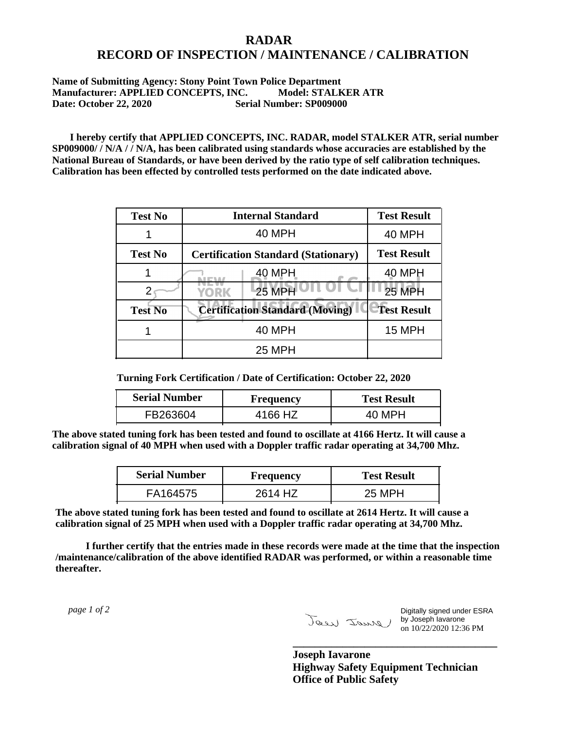# RADAR
# RECORD OF INSPECTION / MAINTENANCE / CALIBRATION

**Name of Submitting Agency: Stony Point Town Police Department**
**Manufacturer: APPLIED CONCEPTS, INC. Model: STALKER ATR**
**Date: October 22, 2020 Serial Number: SP009000**

**I hereby certify that APPLIED CONCEPTS, INC. RADAR, model STALKER ATR, serial number SP009000/ / N/A / / N/A, has been calibrated using standards whose accuracies are established by the National Bureau of Standards, or have been derived by the ratio type of self calibration techniques. Calibration has been effected by controlled tests performed on the date indicated above.**

| Test No | Internal Standard | Test Result |
|---|---|---|
| 1 | 40 MPH | 40 MPH |
| **Test No** | **Certification Standard (Stationary)** | **Test Result** |
| 1 | 40 MPH | 40 MPH |
| 2 | 25 MPH | 25 MPH |
| **Test No** | **Certification Standard (Moving)** | **Test Result** |
| 1 | 40 MPH | 15 MPH |
| | 25 MPH | |

**Turning Fork Certification / Date of Certification: October 22, 2020**

| Serial Number | Frequency | Test Result |
|---|---|---|
| FB263604 | 4166 HZ | 40 MPH |

**The above stated tuning fork has been tested and found to oscillate at 4166 Hertz. It will cause a calibration signal of 40 MPH when used with a Doppler traffic radar operating at 34,700 Mhz.**

| Serial Number | Frequency | Test Result |
|---|---|---|
| FA164575 | 2614 HZ | 25 MPH |

**The above stated tuning fork has been tested and found to oscillate at 2614 Hertz. It will cause a calibration signal of 25 MPH when used with a Doppler traffic radar operating at 34,700 Mhz.**

**I further certify that the entries made in these records were made at the time that the inspection /maintenance/calibration of the above identified RADAR was performed, or within a reasonable time thereafter.**

Digitally signed under ESRA by Joseph Iavarone on 10/22/2020 12:36 PM

**Joseph Iavarone**
**Highway Safety Equipment Technician**
**Office of Public Safety**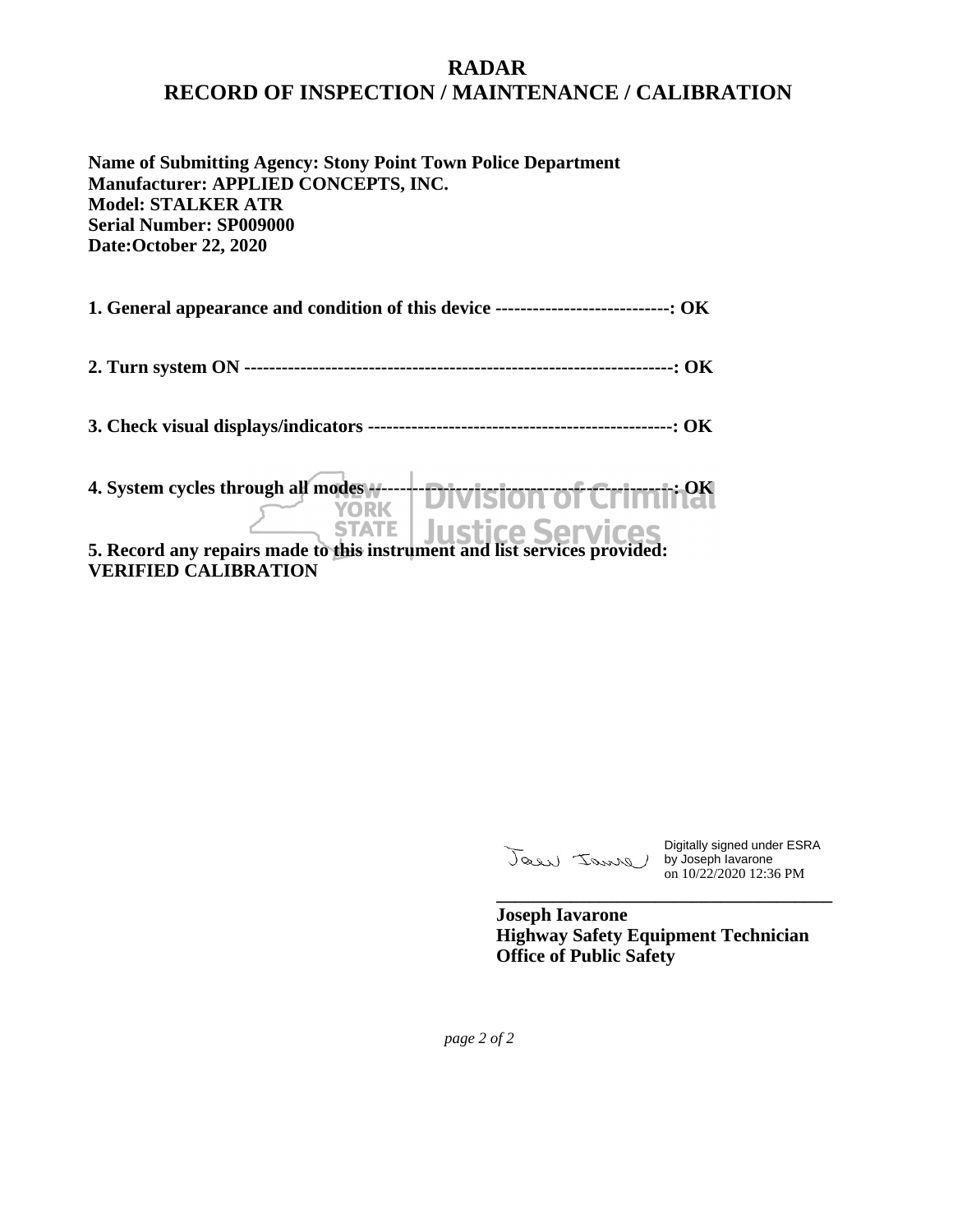# RADAR
# RECORD OF INSPECTION / MAINTENANCE / CALIBRATION

**Name of Submitting Agency: Stony Point Town Police Department**
**Manufacturer: APPLIED CONCEPTS, INC.**
**Model: STALKER ATR**
**Serial Number: SP009000**
**Date:October 22, 2020**

**1. General appearance and condition of this device ----------------------------: OK**

**2. Turn system ON ------------------------------------------------------------------: OK**

**3. Check visual displays/indicators -------------------------------------------------: OK**

**4. System cycles through all modes -------------------------------------------------: OK**

**5. Record any repairs made to this instrument and list services provided:**
**VERIFIED CALIBRATION**

Digitally signed under ESRA
by Joseph Iavarone
on 10/22/2020 12:36 PM

**Joseph Iavarone**
**Highway Safety Equipment Technician**
**Office of Public Safety**